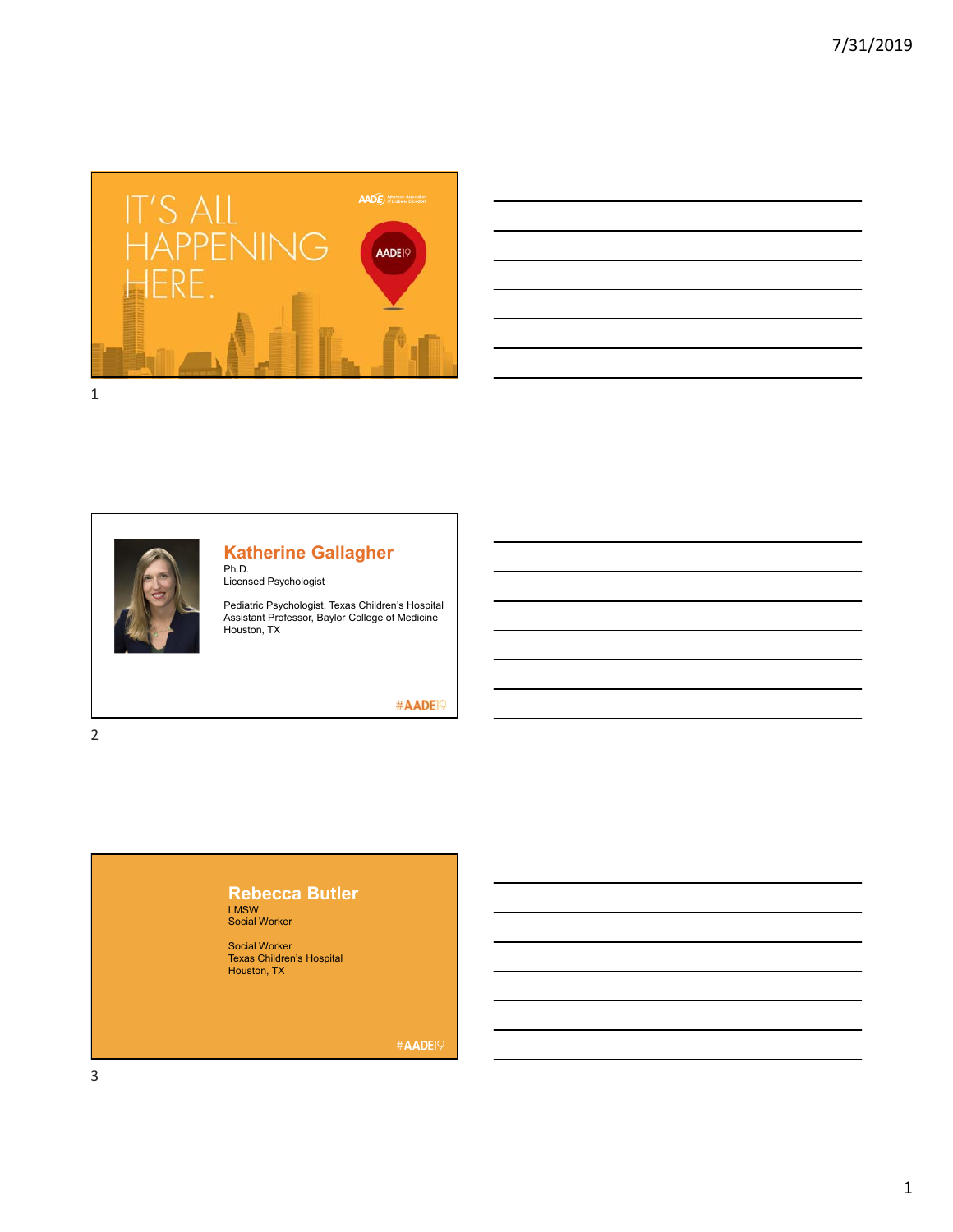IT'S ALL HAPPENING HERE.

AADE19

## Katherine Gallagher

Ph.D.
Licensed Psychologist

Pediatric Psychologist, Texas Children's Hospital
Assistant Professor, Baylor College of Medicine
Houston, TX

#AADE19

## Rebecca Butler

LMSW
Social Worker

Social Worker
Texas Children's Hospital
Houston, TX

#AADE19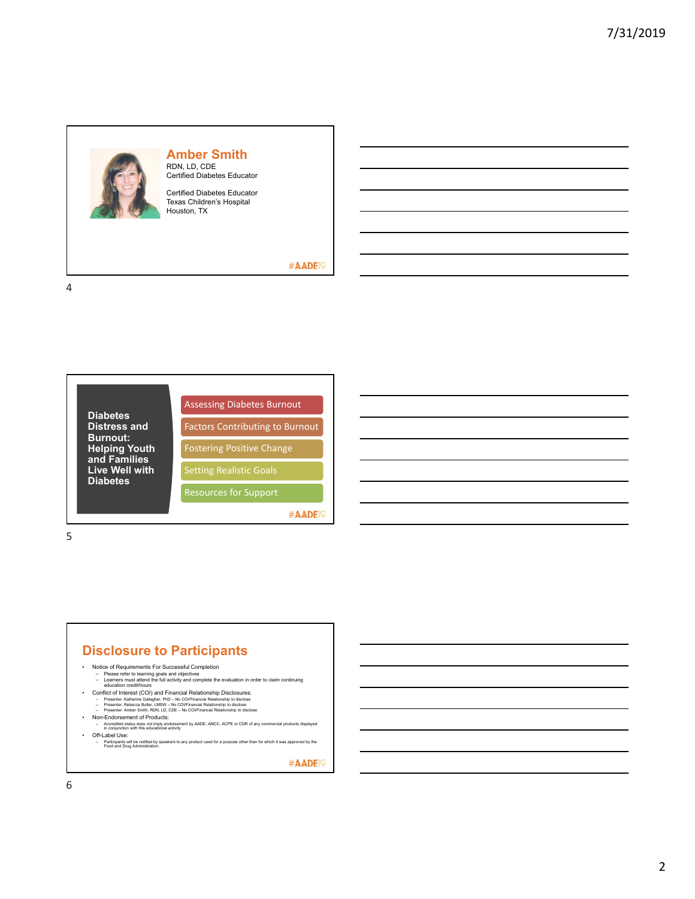## Amber Smith

RDN, LD, CDE
Certified Diabetes Educator

Certified Diabetes Educator
Texas Children's Hospital
Houston, TX

#AADE19

---

**Diabetes Distress and Burnout: Helping Youth and Families Live Well with Diabetes**

- Assessing Diabetes Burnout
- Factors Contributing to Burnout
- Fostering Positive Change
- Setting Realistic Goals
- Resources for Support

#AADE19

---

## Disclosure to Participants

- Notice of Requirements For Successful Completion
  - Please refer to learning goals and objectives
  - Learners must attend the full activity and complete the evaluation in order to claim continuing education credit/hours
- Conflict of Interest (COI) and Financial Relationship Disclosures:
  - Presenter: Katherine Gallagher, PhD – No COI/Financial Relationship to disclose
  - Presenter: Rebecca Butler, LMSW – No COI/Financial Relationship to disclose
  - Presenter: Amber Smith, RDN, LD, CDE – No COI/Financial Relationship to disclose
- Non-Endorsement of Products:
  - Accredited status does not imply endorsement by AADE, ANCC, ACPE or CDR of any commercial products displayed in conjunction with this educational activity
- Off-Label Use:
  - Participants will be notified by speakers to any product used for a purpose other than for which it was approved by the Food and Drug Administration.

#AADE19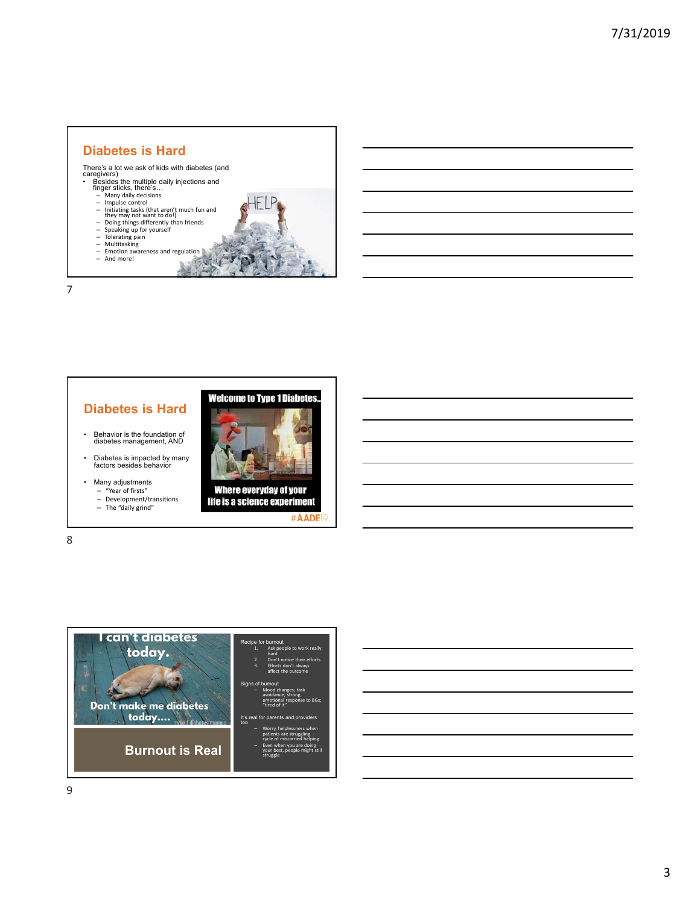## Diabetes is Hard

There's a lot we ask of kids with diabetes (and caregivers)

- Besides the multiple daily injections and finger sticks, there's…
  - Many daily decisions
  - Impulse control
  - Initiating tasks (that aren't much fun and they may not want to do!)
  - Doing things differently than friends
  - Speaking up for yourself
  - Tolerating pain
  - Multitasking
  - Emotion awareness and regulation
  - And more!

## Diabetes is Hard

- Behavior is the foundation of diabetes management, AND
- Diabetes is impacted by many factors besides behavior
- Many adjustments
  - "Year of firsts"
  - Development/transitions
  - The "daily grind"

Welcome to Type 1 Diabetes..

Where everyday of your life is a science experiment

#AADE19

I can't diabetes today.

Don't make me diabetes today....

## Burnout is Real

Recipe for burnout

1. Ask people to work really hard
2. Don't notice their efforts
3. Efforts don't always affect the outcome

Signs of burnout

- Mood changes; task avoidance; strong emotional response to BGs; "tired of it"

It's real for parents and providers too

- Worry, helplessness when patients are struggling - cycle of miscarried helping
- Even when you are doing your best, people might still struggle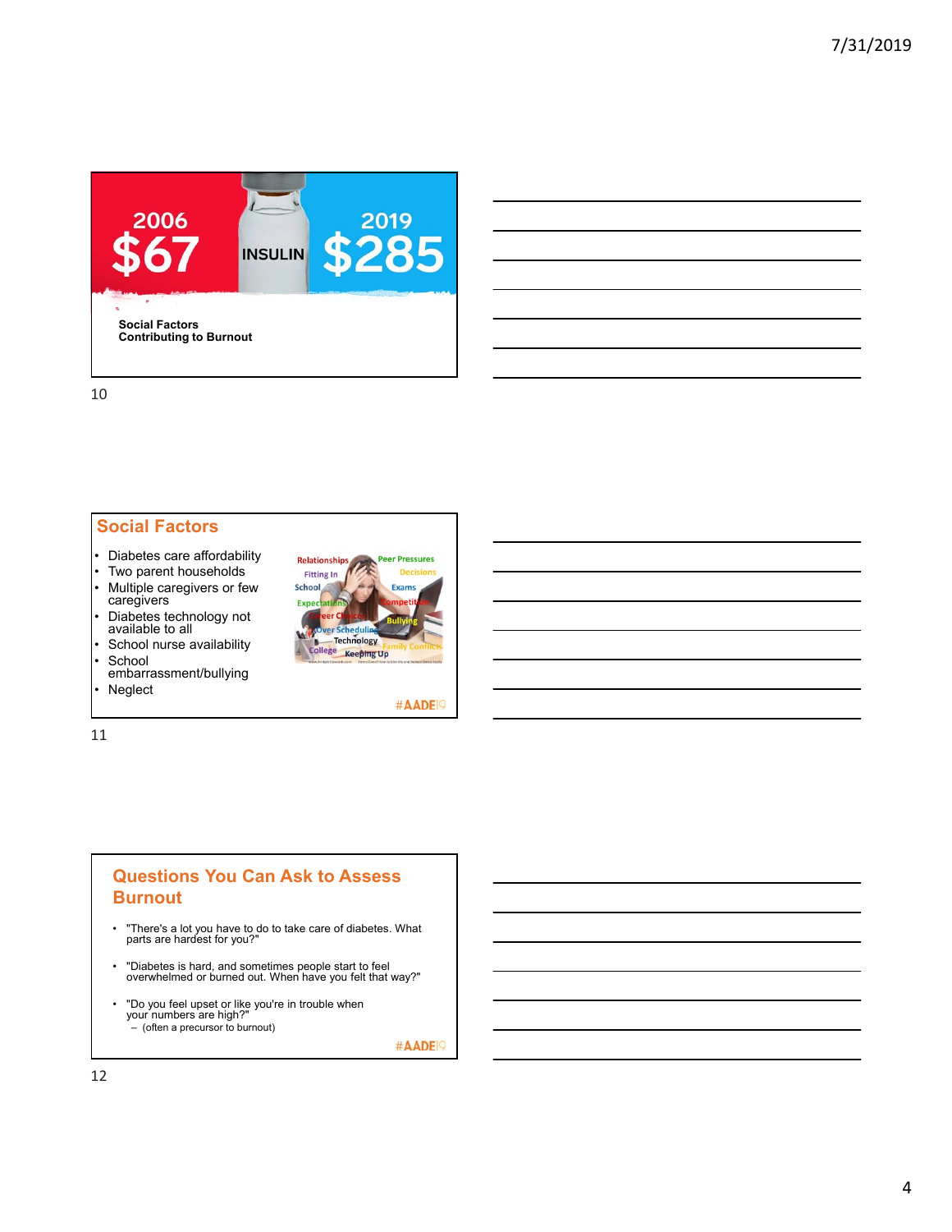2006 $67 INSULIN 2019 $285

**Social Factors Contributing to Burnout**

## Social Factors

- Diabetes care affordability
- Two parent households
- Multiple caregivers or few caregivers
- Diabetes technology not available to all
- School nurse availability
- School embarrassment/bullying
- Neglect

#AADE19

## Questions You Can Ask to Assess Burnout

- "There's a lot you have to do to take care of diabetes. What parts are hardest for you?"
- "Diabetes is hard, and sometimes people start to feel overwhelmed or burned out. When have you felt that way?"
- "Do you feel upset or like you're in trouble when your numbers are high?"
  - (often a precursor to burnout)

#AADE19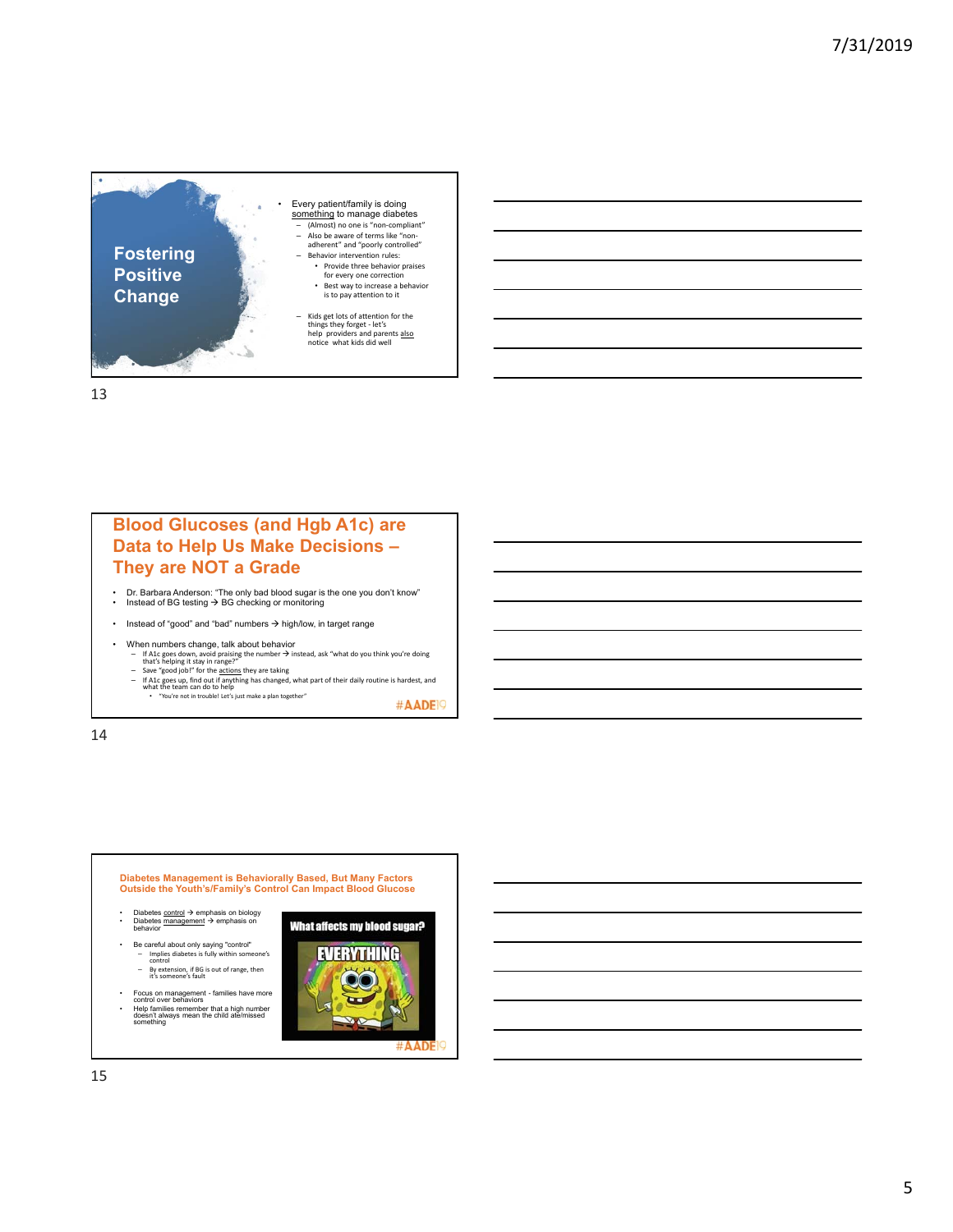## Fostering Positive Change

- Every patient/family is doing something to manage diabetes
  - (Almost) no one is "non-compliant"
  - Also be aware of terms like "non-adherent" and "poorly controlled"
  - Behavior intervention rules:
    - Provide three behavior praises for every one correction
    - Best way to increase a behavior is to pay attention to it
  - Kids get lots of attention for the things they forget - let's help providers and parents also notice what kids did well

## Blood Glucoses (and Hgb A1c) are Data to Help Us Make Decisions – They are NOT a Grade

- Dr. Barbara Anderson: "The only bad blood sugar is the one you don't know"
- Instead of BG testing → BG checking or monitoring
- Instead of "good" and "bad" numbers → high/low, in target range
- When numbers change, talk about behavior
  - If A1c goes down, avoid praising the number → instead, ask "what do you think you're doing that's helping it stay in range?"
  - Save "good job!" for the actions they are taking
  - If A1c goes up, find out if anything has changed, what part of their daily routine is hardest, and what the team can do to help
    - "You're not in trouble! Let's just make a plan together"

#AADE19

## Diabetes Management is Behaviorally Based, But Many Factors Outside the Youth's/Family's Control Can Impact Blood Glucose

- Diabetes control → emphasis on biology
- Diabetes management → emphasis on behavior
- Be careful about only saying "control"
  - Implies diabetes is fully within someone's control
  - By extension, if BG is out of range, then it's someone's fault
- Focus on management - families have more control over behaviors
- Help families remember that a high number doesn't always mean the child ate/missed something

What affects my blood sugar? EVERYTHING

#AADE19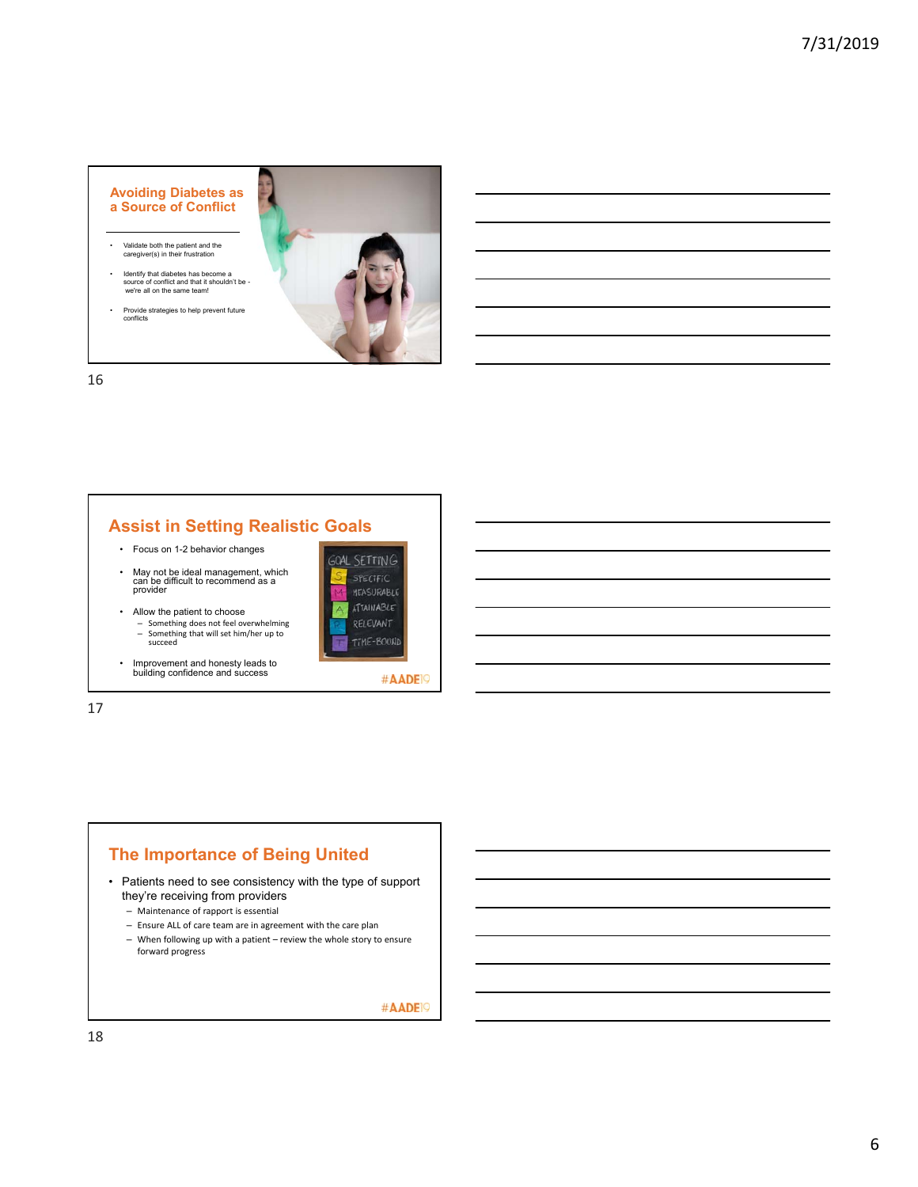## Avoiding Diabetes as a Source of Conflict

- Validate both the patient and the caregiver(s) in their frustration
- Identify that diabetes has become a source of conflict and that it shouldn't be - we're all on the same team!
- Provide strategies to help prevent future conflicts

## Assist in Setting Realistic Goals

- Focus on 1-2 behavior changes
- May not be ideal management, which can be difficult to recommend as a provider
- Allow the patient to choose
  - Something does not feel overwhelming
  - Something that will set him/her up to succeed
- Improvement and honesty leads to building confidence and success

GOAL SETTING
S SPECIFIC
M MEASURABLE
A ATTAINABLE
R RELEVANT
T TIME-BOUND

#AADE19

## The Importance of Being United

- Patients need to see consistency with the type of support they're receiving from providers
  - Maintenance of rapport is essential
  - Ensure ALL of care team are in agreement with the care plan
  - When following up with a patient – review the whole story to ensure forward progress

#AADE19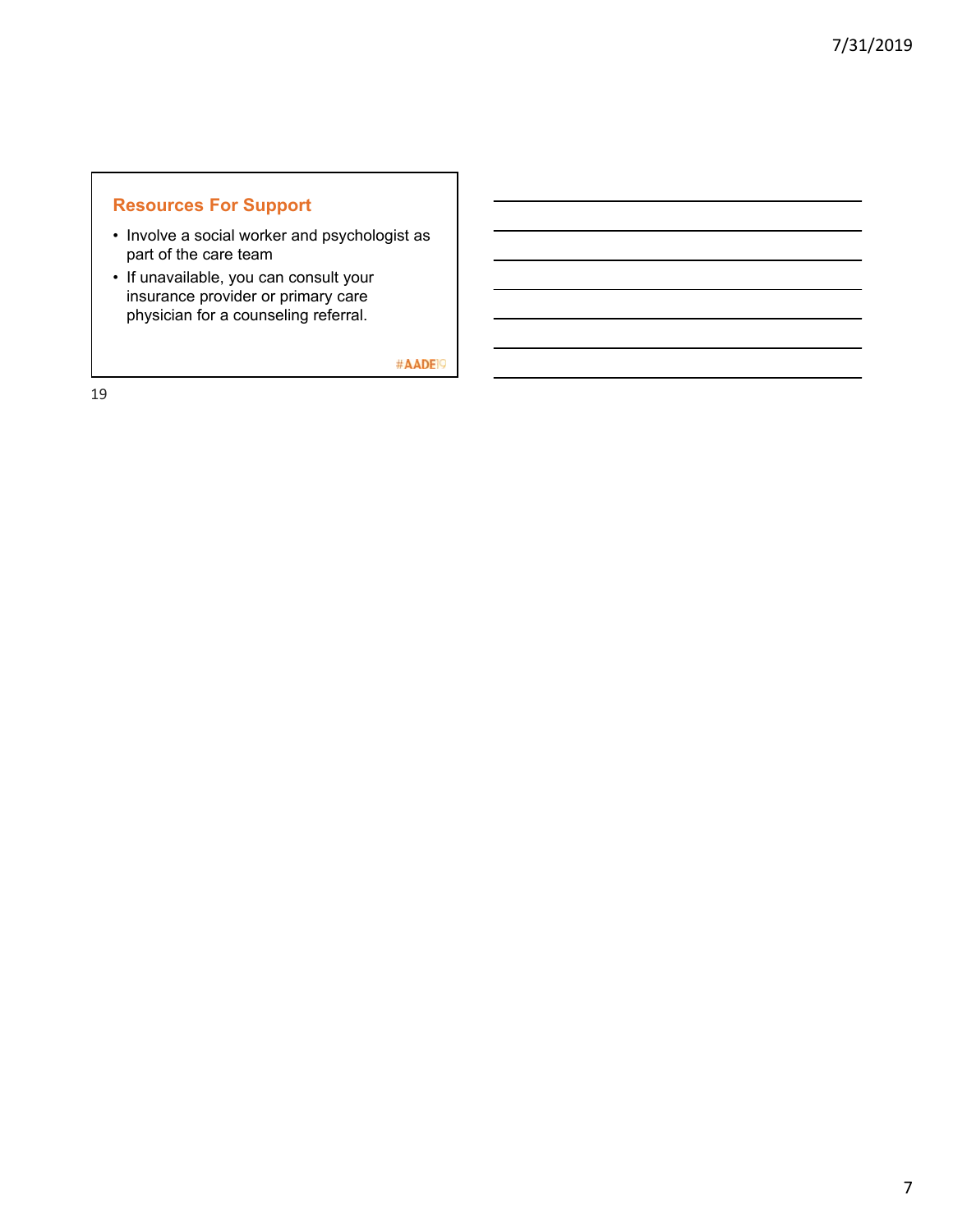## Resources For Support

- Involve a social worker and psychologist as part of the care team
- If unavailable, you can consult your insurance provider or primary care physician for a counseling referral.

#AADE19